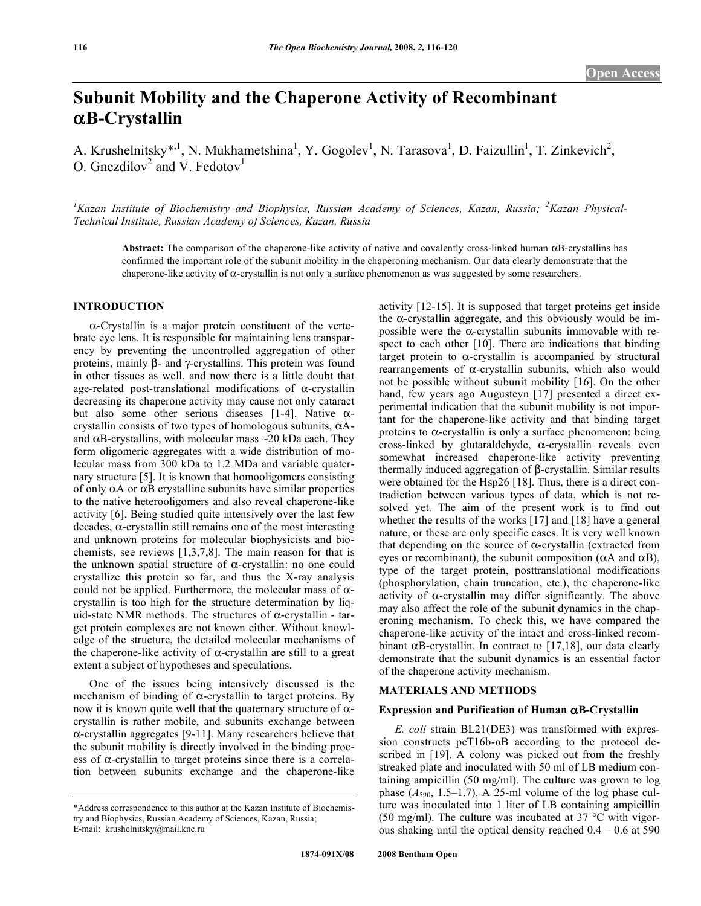# Subunit Mobility and the Chaperone Activity of Recombinant αB-Crystallin

A. Krushelnitsky*[,1], N. Mukhametshina[1], Y. Gogolev[1], N. Tarasova[1], D. Faizullin[1], T. Zinkevich[2], O. Gnezdilov[2] and V. Fedotov[1]

[1]Kazan Institute of Biochemistry and Biophysics, Russian Academy of Sciences, Kazan, Russia; [2]Kazan Physical-Technical Institute, Russian Academy of Sciences, Kazan, Russia

**Abstract:** The comparison of the chaperone-like activity of native and covalently cross-linked human αB-crystallins has confirmed the important role of the subunit mobility in the chaperoning mechanism. Our data clearly demonstrate that the chaperone-like activity of α-crystallin is not only a surface phenomenon as was suggested by some researchers.

## INTRODUCTION

α-Crystallin is a major protein constituent of the vertebrate eye lens. It is responsible for maintaining lens transparency by preventing the uncontrolled aggregation of other proteins, mainly β- and γ-crystallins. This protein was found in other tissues as well, and now there is a little doubt that age-related post-translational modifications of α-crystallin decreasing its chaperone activity may cause not only cataract but also some other serious diseases [1-4]. Native α-crystallin consists of two types of homologous subunits, αA- and αB-crystallins, with molecular mass ~20 kDa each. They form oligomeric aggregates with a wide distribution of molecular mass from 300 kDa to 1.2 MDa and variable quaternary structure [5]. It is known that homooligomers consisting of only αA or αB crystalline subunits have similar properties to the native heterooligomers and also reveal chaperone-like activity [6]. Being studied quite intensively over the last few decades, α-crystallin still remains one of the most interesting and unknown proteins for molecular biophysicists and biochemists, see reviews [1,3,7,8]. The main reason for that is the unknown spatial structure of α-crystallin: no one could crystallize this protein so far, and thus the X-ray analysis could not be applied. Furthermore, the molecular mass of α-crystallin is too high for the structure determination by liquid-state NMR methods. The structures of α-crystallin - target protein complexes are not known either. Without knowledge of the structure, the detailed molecular mechanisms of the chaperone-like activity of α-crystallin are still to a great extent a subject of hypotheses and speculations.

One of the issues being intensively discussed is the mechanism of binding of α-crystallin to target proteins. By now it is known quite well that the quaternary structure of α-crystallin is rather mobile, and subunits exchange between α-crystallin aggregates [9-11]. Many researchers believe that the subunit mobility is directly involved in the binding process of α-crystallin to target proteins since there is a correlation between subunits exchange and the chaperone-like activity [12-15]. It is supposed that target proteins get inside the α-crystallin aggregate, and this obviously would be impossible were the α-crystallin subunits immovable with respect to each other [10]. There are indications that binding target protein to α-crystallin is accompanied by structural rearrangements of α-crystallin subunits, which also would not be possible without subunit mobility [16]. On the other hand, few years ago Augusteyn [17] presented a direct experimental indication that the subunit mobility is not important for the chaperone-like activity and that binding target proteins to α-crystallin is only a surface phenomenon: being cross-linked by glutaraldehyde, α-crystallin reveals even somewhat increased chaperone-like activity preventing thermally induced aggregation of β-crystallin. Similar results were obtained for the Hsp26 [18]. Thus, there is a direct contradiction between various types of data, which is not resolved yet. The aim of the present work is to find out whether the results of the works [17] and [18] have a general nature, or these are only specific cases. It is very well known that depending on the source of α-crystallin (extracted from eyes or recombinant), the subunit composition (αA and αB), type of the target protein, posttranslational modifications (phosphorylation, chain truncation, etc.), the chaperone-like activity of α-crystallin may differ significantly. The above may also affect the role of the subunit dynamics in the chaperoning mechanism. To check this, we have compared the chaperone-like activity of the intact and cross-linked recombinant αB-crystallin. In contrast to [17,18], our data clearly demonstrate that the subunit dynamics is an essential factor of the chaperone activity mechanism.

## MATERIALS AND METHODS

### Expression and Purification of Human αB-Crystallin

*E. coli* strain BL21(DE3) was transformed with expression constructs peT16b-αB according to the protocol described in [19]. A colony was picked out from the freshly streaked plate and inoculated with 50 ml of LB medium containing ampicillin (50 mg/ml). The culture was grown to log phase ($A_{590}$, 1.5–1.7). A 25-ml volume of the log phase culture was inoculated into 1 liter of LB containing ampicillin (50 mg/ml). The culture was incubated at 37 °C with vigorous shaking until the optical density reached 0.4 – 0.6 at 590

*Address correspondence to this author at the Kazan Institute of Biochemistry and Biophysics, Russian Academy of Sciences, Kazan, Russia; E-mail: krushelnitsky@mail.knc.ru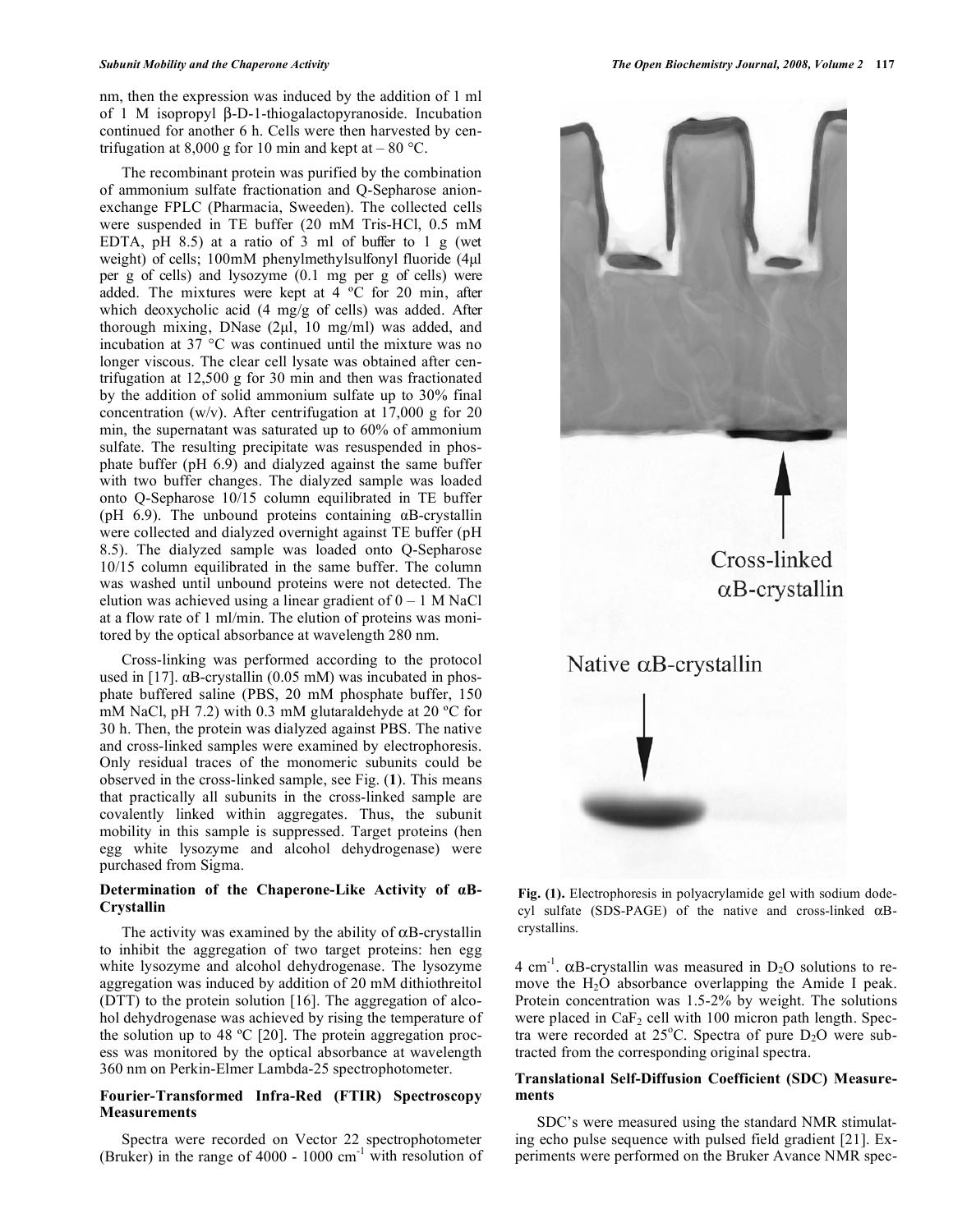nm, then the expression was induced by the addition of 1 ml of 1 M isopropyl β-D-1-thiogalactopyranoside. Incubation continued for another 6 h. Cells were then harvested by centrifugation at 8,000 g for 10 min and kept at – 80 °C.

The recombinant protein was purified by the combination of ammonium sulfate fractionation and Q-Sepharose anion-exchange FPLC (Pharmacia, Sweeden). The collected cells were suspended in TE buffer (20 mM Tris-HCl, 0.5 mM EDTA, pH 8.5) at a ratio of 3 ml of buffer to 1 g (wet weight) of cells; 100mM phenylmethylsulfonyl fluoride (4μl per g of cells) and lysozyme (0.1 mg per g of cells) were added. The mixtures were kept at 4 ºC for 20 min, after which deoxycholic acid (4 mg/g of cells) was added. After thorough mixing, DNase (2μl, 10 mg/ml) was added, and incubation at 37 °C was continued until the mixture was no longer viscous. The clear cell lysate was obtained after centrifugation at 12,500 g for 30 min and then was fractionated by the addition of solid ammonium sulfate up to 30% final concentration (w/v). After centrifugation at 17,000 g for 20 min, the supernatant was saturated up to 60% of ammonium sulfate. The resulting precipitate was resuspended in phosphate buffer (pH 6.9) and dialyzed against the same buffer with two buffer changes. The dialyzed sample was loaded onto Q-Sepharose 10/15 column equilibrated in TE buffer (pH 6.9). The unbound proteins containing αB-crystallin were collected and dialyzed overnight against TE buffer (pH 8.5). The dialyzed sample was loaded onto Q-Sepharose 10/15 column equilibrated in the same buffer. The column was washed until unbound proteins were not detected. The elution was achieved using a linear gradient of 0 – 1 M NaCl at a flow rate of 1 ml/min. The elution of proteins was monitored by the optical absorbance at wavelength 280 nm.

Cross-linking was performed according to the protocol used in [17]. αB-crystallin (0.05 mM) was incubated in phosphate buffered saline (PBS, 20 mM phosphate buffer, 150 mM NaCl, pH 7.2) with 0.3 mM glutaraldehyde at 20 ºC for 30 h. Then, the protein was dialyzed against PBS. The native and cross-linked samples were examined by electrophoresis. Only residual traces of the monomeric subunits could be observed in the cross-linked sample, see Fig. (**1**). This means that practically all subunits in the cross-linked sample are covalently linked within aggregates. Thus, the subunit mobility in this sample is suppressed. Target proteins (hen egg white lysozyme and alcohol dehydrogenase) were purchased from Sigma.

### Determination of the Chaperone-Like Activity of αB-Crystallin

The activity was examined by the ability of αB-crystallin to inhibit the aggregation of two target proteins: hen egg white lysozyme and alcohol dehydrogenase. The lysozyme aggregation was induced by addition of 20 mM dithiothreitol (DTT) to the protein solution [16]. The aggregation of alcohol dehydrogenase was achieved by rising the temperature of the solution up to 48 ºC [20]. The protein aggregation process was monitored by the optical absorbance at wavelength 360 nm on Perkin-Elmer Lambda-25 spectrophotometer.

### Fourier-Transformed Infra-Red (FTIR) Spectroscopy Measurements

Spectra were recorded on Vector 22 spectrophotometer (Bruker) in the range of 4000 - 1000 $cm^{-1}$ with resolution of 4 $cm^{-1}$. αB-crystallin was measured in $D_2O$ solutions to remove the $H_2O$ absorbance overlapping the Amide I peak. Protein concentration was 1.5-2% by weight. The solutions were placed in $CaF_2$ cell with 100 micron path length. Spectra were recorded at 25°C. Spectra of pure $D_2O$ were subtracted from the corresponding original spectra.

**Fig. (1).** Electrophoresis in polyacrylamide gel with sodium dodecyl sulfate (SDS-PAGE) of the native and cross-linked αB-crystallins.

### Translational Self-Diffusion Coefficient (SDC) Measurements

SDC's were measured using the standard NMR stimulating echo pulse sequence with pulsed field gradient [21]. Experiments were performed on the Bruker Avance NMR spec-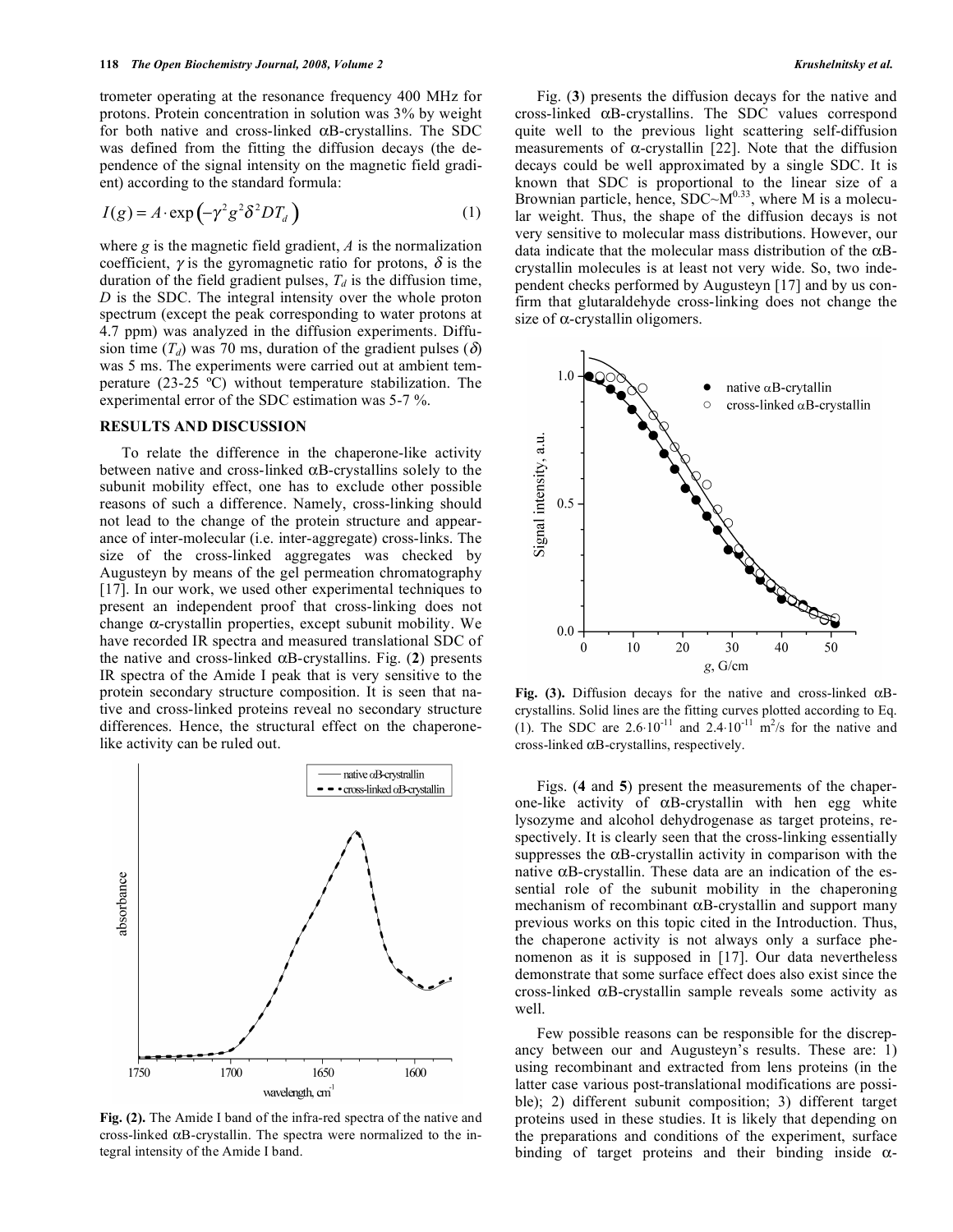trometer operating at the resonance frequency 400 MHz for protons. Protein concentration in solution was 3% by weight for both native and cross-linked αB-crystallins. The SDC was defined from the fitting the diffusion decays (the dependence of the signal intensity on the magnetic field gradient) according to the standard formula:

$$I(g) = A \cdot \exp\left(-\gamma^2 g^2 \delta^2 D T_d\right) \qquad (1)$$

where $g$ is the magnetic field gradient, $A$ is the normalization coefficient, $\gamma$ is the gyromagnetic ratio for protons, $\delta$ is the duration of the field gradient pulses, $T_d$ is the diffusion time, $D$ is the SDC. The integral intensity over the whole proton spectrum (except the peak corresponding to water protons at 4.7 ppm) was analyzed in the diffusion experiments. Diffusion time ($T_d$) was 70 ms, duration of the gradient pulses ($\delta$) was 5 ms. The experiments were carried out at ambient temperature (23-25 ºC) without temperature stabilization. The experimental error of the SDC estimation was 5-7 %.

## RESULTS AND DISCUSSION

To relate the difference in the chaperone-like activity between native and cross-linked αB-crystallins solely to the subunit mobility effect, one has to exclude other possible reasons of such a difference. Namely, cross-linking should not lead to the change of the protein structure and appearance of inter-molecular (i.e. inter-aggregate) cross-links. The size of the cross-linked aggregates was checked by Augusteyn by means of the gel permeation chromatography [17]. In our work, we used other experimental techniques to present an independent proof that cross-linking does not change α-crystallin properties, except subunit mobility. We have recorded IR spectra and measured translational SDC of the native and cross-linked αB-crystallins. Fig. (**2**) presents IR spectra of the Amide I peak that is very sensitive to the protein secondary structure composition. It is seen that native and cross-linked proteins reveal no secondary structure differences. Hence, the structural effect on the chaperone-like activity can be ruled out.

**Fig. (2).** The Amide I band of the infra-red spectra of the native and cross-linked αB-crystallin. The spectra were normalized to the integral intensity of the Amide I band.

Fig. (**3**) presents the diffusion decays for the native and cross-linked αB-crystallins. The SDC values correspond quite well to the previous light scattering self-diffusion measurements of α-crystallin [22]. Note that the diffusion decays could be well approximated by a single SDC. It is known that SDC is proportional to the linear size of a Brownian particle, hence, SDC~$M^{0.33}$, where M is a molecular weight. Thus, the shape of the diffusion decays is not very sensitive to molecular mass distributions. However, our data indicate that the molecular mass distribution of the αB-crystallin molecules is at least not very wide. So, two independent checks performed by Augusteyn [17] and by us confirm that glutaraldehyde cross-linking does not change the size of α-crystallin oligomers.

**Fig. (3).** Diffusion decays for the native and cross-linked αB-crystallins. Solid lines are the fitting curves plotted according to Eq. (1). The SDC are $2.6{\cdot}10^{-11}$ and $2.4{\cdot}10^{-11}$ m$^2$/s for the native and cross-linked αB-crystallins, respectively.

Figs. (**4** and **5**) present the measurements of the chaperone-like activity of αB-crystallin with hen egg white lysozyme and alcohol dehydrogenase as target proteins, respectively. It is clearly seen that the cross-linking essentially suppresses the αB-crystallin activity in comparison with the native αB-crystallin. These data are an indication of the essential role of the subunit mobility in the chaperoning mechanism of recombinant αB-crystallin and support many previous works on this topic cited in the Introduction. Thus, the chaperone activity is not always only a surface phenomenon as it is supposed in [17]. Our data nevertheless demonstrate that some surface effect does also exist since the cross-linked αB-crystallin sample reveals some activity as well.

Few possible reasons can be responsible for the discrepancy between our and Augusteyn's results. These are: 1) using recombinant and extracted from lens proteins (in the latter case various post-translational modifications are possible); 2) different subunit composition; 3) different target proteins used in these studies. It is likely that depending on the preparations and conditions of the experiment, surface binding of target proteins and their binding inside α-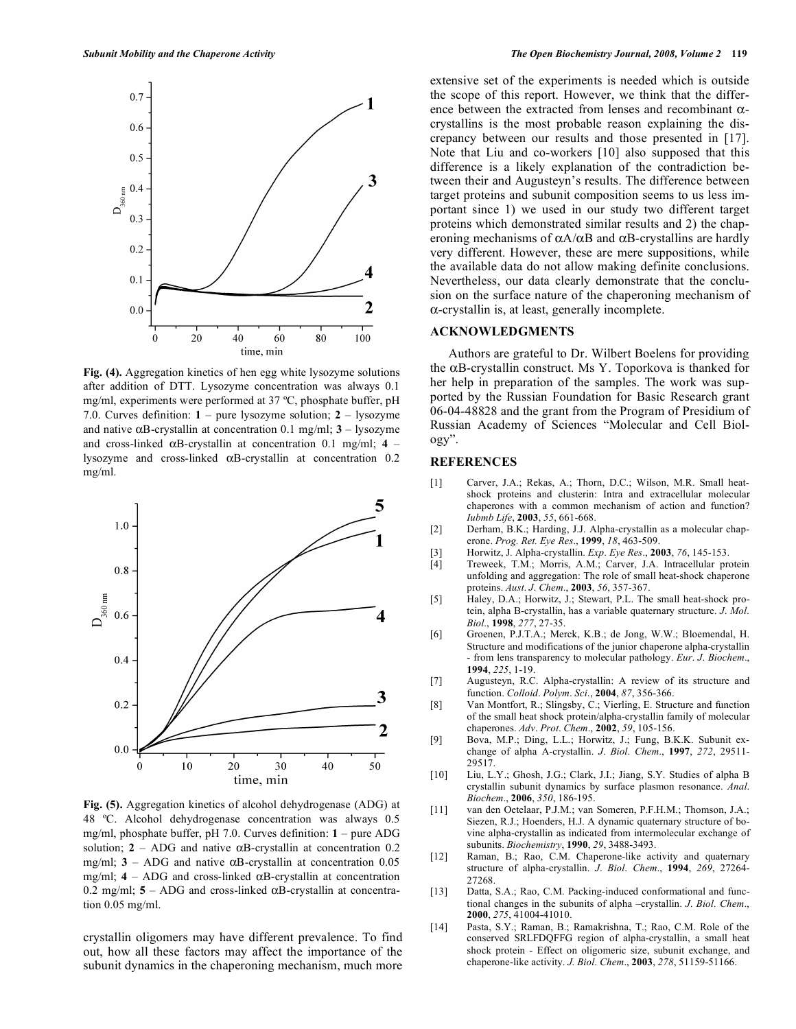Fig. (4). Aggregation kinetics of hen egg white lysozyme solutions after addition of DTT. Lysozyme concentration was always 0.1 mg/ml, experiments were performed at 37 ºC, phosphate buffer, pH 7.0. Curves definition: **1** – pure lysozyme solution; **2** – lysozyme and native αB-crystallin at concentration 0.1 mg/ml; **3** – lysozyme and cross-linked αB-crystallin at concentration 0.1 mg/ml; **4** – lysozyme and cross-linked αB-crystallin at concentration 0.2 mg/ml.

Fig. (5). Aggregation kinetics of alcohol dehydrogenase (ADG) at 48 ºC. Alcohol dehydrogenase concentration was always 0.5 mg/ml, phosphate buffer, pH 7.0. Curves definition: **1** – pure ADG solution; **2** – ADG and native αB-crystallin at concentration 0.2 mg/ml; **3** – ADG and native αB-crystallin at concentration 0.05 mg/ml; **4** – ADG and cross-linked αB-crystallin at concentration 0.2 mg/ml; **5** – ADG and cross-linked αB-crystallin at concentration 0.05 mg/ml.

crystallin oligomers may have different prevalence. To find out, how all these factors may affect the importance of the subunit dynamics in the chaperoning mechanism, much more extensive set of the experiments is needed which is outside the scope of this report. However, we think that the difference between the extracted from lenses and recombinant α-crystallins is the most probable reason explaining the discrepancy between our results and those presented in [17]. Note that Liu and co-workers [10] also supposed that this difference is a likely explanation of the contradiction between their and Augusteyn's results. The difference between target proteins and subunit composition seems to us less important since 1) we used in our study two different target proteins which demonstrated similar results and 2) the chaperoning mechanisms of αA/αB and αB-crystallins are hardly very different. However, these are mere suppositions, while the available data do not allow making definite conclusions. Nevertheless, our data clearly demonstrate that the conclusion on the surface nature of the chaperoning mechanism of α-crystallin is, at least, generally incomplete.

## ACKNOWLEDGMENTS

Authors are grateful to Dr. Wilbert Boelens for providing the αB-crystallin construct. Ms Y. Toporkova is thanked for her help in preparation of the samples. The work was supported by the Russian Foundation for Basic Research grant 06-04-48828 and the grant from the Program of Presidium of Russian Academy of Sciences "Molecular and Cell Biology".

## REFERENCES

[1] Carver, J.A.; Rekas, A.; Thorn, D.C.; Wilson, M.R. Small heat-shock proteins and clusterin: Intra and extracellular molecular chaperones with a common mechanism of action and function? *Iubmb Life*, **2003**, *55*, 661-668.

[2] Derham, B.K.; Harding, J.J. Alpha-crystallin as a molecular chaperone. *Prog. Ret. Eye Res*., **1999**, *18*, 463-509.

[3] Horwitz, J. Alpha-crystallin. *Exp. Eye Res*., **2003**, *76*, 145-153.

[4] Treweek, T.M.; Morris, A.M.; Carver, J.A. Intracellular protein unfolding and aggregation: The role of small heat-shock chaperone proteins. *Aust. J. Chem*., **2003**, *56*, 357-367.

[5] Haley, D.A.; Horwitz, J.; Stewart, P.L. The small heat-shock protein, alpha B-crystallin, has a variable quaternary structure. *J. Mol. Biol*., **1998**, *277*, 27-35.

[6] Groenen, P.J.T.A.; Merck, K.B.; de Jong, W.W.; Bloemendal, H. Structure and modifications of the junior chaperone alpha-crystallin - from lens transparency to molecular pathology. *Eur. J. Biochem*., **1994**, *225*, 1-19.

[7] Augusteyn, R.C. Alpha-crystallin: A review of its structure and function. *Colloid. Polym. Sci*., **2004**, *87*, 356-366.

[8] Van Montfort, R.; Slingsby, C.; Vierling, E. Structure and function of the small heat shock protein/alpha-crystallin family of molecular chaperones. *Adv. Prot. Chem*., **2002**, *59*, 105-156.

[9] Bova, M.P.; Ding, L.L.; Horwitz, J.; Fung, B.K.K. Subunit exchange of alpha A-crystallin. *J. Biol. Chem*., **1997**, *272*, 29511-29517.

[10] Liu, L.Y.; Ghosh, J.G.; Clark, J.I.; Jiang, S.Y. Studies of alpha B crystallin subunit dynamics by surface plasmon resonance. *Anal. Biochem*., **2006**, *350*, 186-195.

[11] van den Oetelaar, P.J.M.; van Someren, P.F.H.M.; Thomson, J.A.; Siezen, R.J.; Hoenders, H.J. A dynamic quaternary structure of bovine alpha-crystallin as indicated from intermolecular exchange of subunits. *Biochemistry*, **1990**, *29*, 3488-3493.

[12] Raman, B.; Rao, C.M. Chaperone-like activity and quaternary structure of alpha-crystallin. *J. Biol. Chem*., **1994**, *269*, 27264-27268.

[13] Datta, S.A.; Rao, C.M. Packing-induced conformational and functional changes in the subunits of alpha –crystallin. *J. Biol. Chem*., **2000**, *275*, 41004-41010.

[14] Pasta, S.Y.; Raman, B.; Ramakrishna, T.; Rao, C.M. Role of the conserved SRLFDQFFG region of alpha-crystallin, a small heat shock protein - Effect on oligomeric size, subunit exchange, and chaperone-like activity. *J. Biol. Chem*., **2003**, *278*, 51159-51166.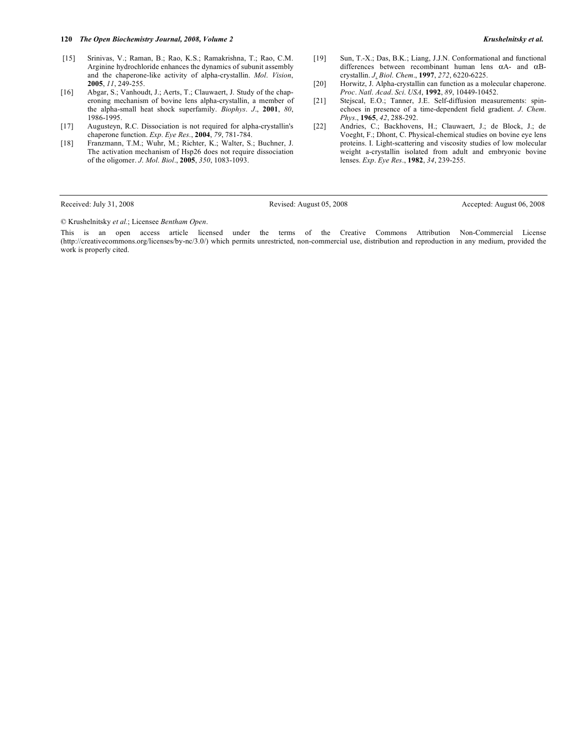[15] Srinivas, V.; Raman, B.; Rao, K.S.; Ramakrishna, T.; Rao, C.M. Arginine hydrochloride enhances the dynamics of subunit assembly and the chaperone-like activity of alpha-crystallin. *Mol. Vision*, **2005**, *11*, 249-255.

[16] Abgar, S.; Vanhoudt, J.; Aerts, T.; Clauwaert, J. Study of the chaperoning mechanism of bovine lens alpha-crystallin, a member of the alpha-small heat shock superfamily. *Biophys. J.*, **2001**, *80*, 1986-1995.

[17] Augusteyn, R.C. Dissociation is not required for alpha-crystallin's chaperone function. *Exp. Eye Res.*, **2004**, *79*, 781-784.

[18] Franzmann, T.M.; Wuhr, M.; Richter, K.; Walter, S.; Buchner, J. The activation mechanism of Hsp26 does not require dissociation of the oligomer. *J. Mol. Biol.*, **2005**, *350*, 1083-1093.

[19] Sun, T.-X.; Das, B.K.; Liang, J.J.N. Conformational and functional differences between recombinant human lens αA- and αB-crystallin. *J. Biol. Chem.*, **1997**, *272*, 6220-6225.

[20] Horwitz, J. Alpha-crystallin can function as a molecular chaperone. *Proc. Natl. Acad. Sci. USA*, **1992**, *89*, 10449-10452.

[21] Stejscal, E.O.; Tanner, J.E. Self-diffusion measurements: spin-echoes in presence of a time-dependent field gradient. *J. Chem. Phys.*, **1965**, *42*, 288-292.

[22] Andries, C.; Backhovens, H.; Clauwaert, J.; de Block, J.; de Voeght, F.; Dhont, C. Physical-chemical studies on bovine eye lens proteins. I. Light-scattering and viscosity studies of low molecular weight a-crystallin isolated from adult and embryonic bovine lenses. *Exp. Eye Res.*, **1982**, *34*, 239-255.

Received: July 31, 2008 Revised: August 05, 2008 Accepted: August 06, 2008

© Krushelnitsky *et al.*; Licensee *Bentham Open*.

This is an open access article licensed under the terms of the Creative Commons Attribution Non-Commercial License (http://creativecommons.org/licenses/by-nc/3.0/) which permits unrestricted, non-commercial use, distribution and reproduction in any medium, provided the work is properly cited.